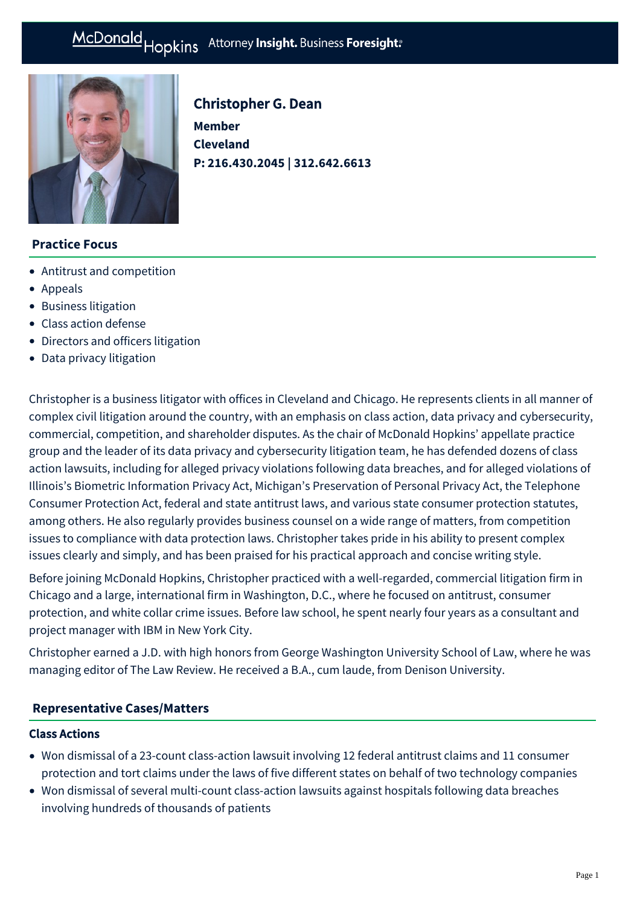McDonald Hopkins Attorney **Insight.** Business **Foresight.**

# Christopher G. Dean

**Member**
**Cleveland**
**P: 216.430.2045 | 312.642.6613**

## Practice Focus

- Antitrust and competition
- Appeals
- Business litigation
- Class action defense
- Directors and officers litigation
- Data privacy litigation

Christopher is a business litigator with offices in Cleveland and Chicago. He represents clients in all manner of complex civil litigation around the country, with an emphasis on class action, data privacy and cybersecurity, commercial, competition, and shareholder disputes. As the chair of McDonald Hopkins' appellate practice group and the leader of its data privacy and cybersecurity litigation team, he has defended dozens of class action lawsuits, including for alleged privacy violations following data breaches, and for alleged violations of Illinois's Biometric Information Privacy Act, Michigan's Preservation of Personal Privacy Act, the Telephone Consumer Protection Act, federal and state antitrust laws, and various state consumer protection statutes, among others. He also regularly provides business counsel on a wide range of matters, from competition issues to compliance with data protection laws. Christopher takes pride in his ability to present complex issues clearly and simply, and has been praised for his practical approach and concise writing style.

Before joining McDonald Hopkins, Christopher practiced with a well-regarded, commercial litigation firm in Chicago and a large, international firm in Washington, D.C., where he focused on antitrust, consumer protection, and white collar crime issues. Before law school, he spent nearly four years as a consultant and project manager with IBM in New York City.

Christopher earned a J.D. with high honors from George Washington University School of Law, where he was managing editor of The Law Review. He received a B.A., cum laude, from Denison University.

## Representative Cases/Matters

### Class Actions

- Won dismissal of a 23-count class-action lawsuit involving 12 federal antitrust claims and 11 consumer protection and tort claims under the laws of five different states on behalf of two technology companies
- Won dismissal of several multi-count class-action lawsuits against hospitals following data breaches involving hundreds of thousands of patients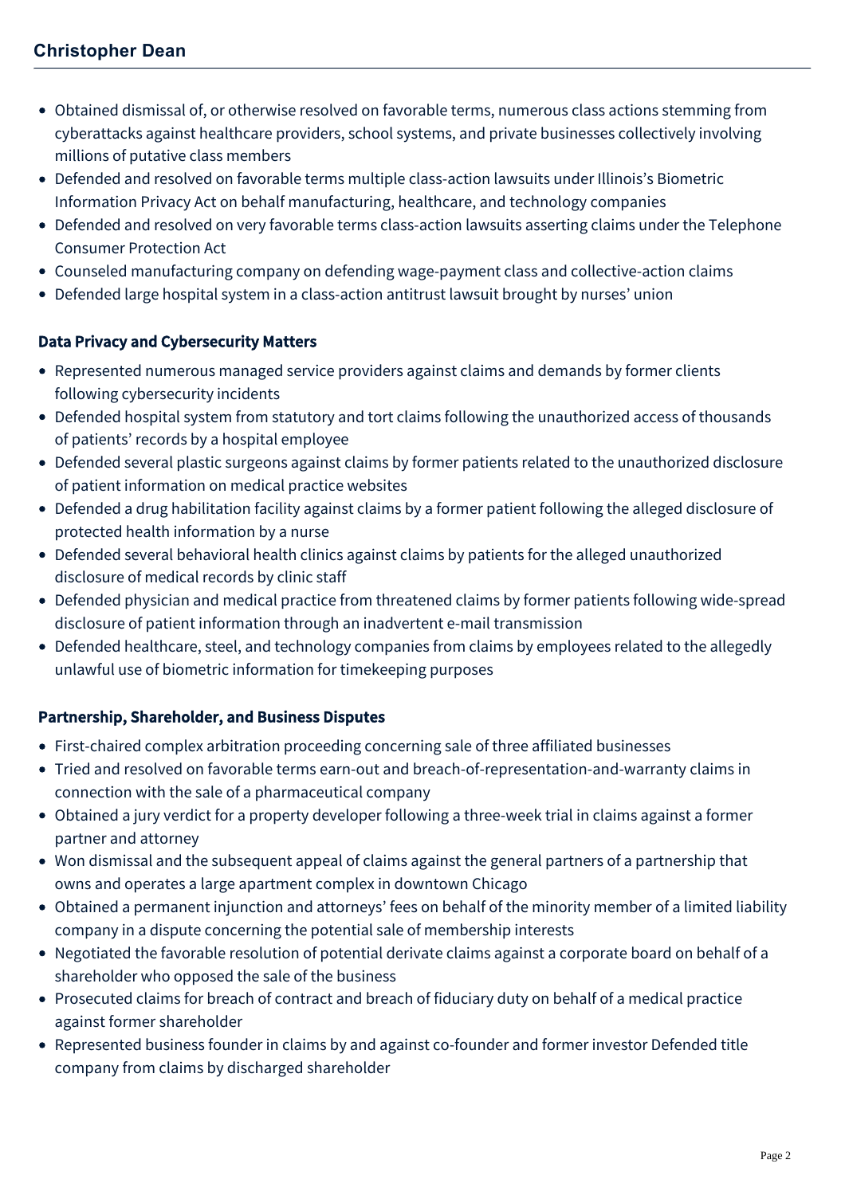- Obtained dismissal of, or otherwise resolved on favorable terms, numerous class actions stemming from cyberattacks against healthcare providers, school systems, and private businesses collectively involving millions of putative class members
- Defended and resolved on favorable terms multiple class-action lawsuits under Illinois's Biometric Information Privacy Act on behalf manufacturing, healthcare, and technology companies
- Defended and resolved on very favorable terms class-action lawsuits asserting claims under the Telephone Consumer Protection Act
- Counseled manufacturing company on defending wage-payment class and collective-action claims
- Defended large hospital system in a class-action antitrust lawsuit brought by nurses' union

### Data Privacy and Cybersecurity Matters

- Represented numerous managed service providers against claims and demands by former clients following cybersecurity incidents
- Defended hospital system from statutory and tort claims following the unauthorized access of thousands of patients' records by a hospital employee
- Defended several plastic surgeons against claims by former patients related to the unauthorized disclosure of patient information on medical practice websites
- Defended a drug habilitation facility against claims by a former patient following the alleged disclosure of protected health information by a nurse
- Defended several behavioral health clinics against claims by patients for the alleged unauthorized disclosure of medical records by clinic staff
- Defended physician and medical practice from threatened claims by former patients following wide-spread disclosure of patient information through an inadvertent e-mail transmission
- Defended healthcare, steel, and technology companies from claims by employees related to the allegedly unlawful use of biometric information for timekeeping purposes

### Partnership, Shareholder, and Business Disputes

- First-chaired complex arbitration proceeding concerning sale of three affiliated businesses
- Tried and resolved on favorable terms earn-out and breach-of-representation-and-warranty claims in connection with the sale of a pharmaceutical company
- Obtained a jury verdict for a property developer following a three-week trial in claims against a former partner and attorney
- Won dismissal and the subsequent appeal of claims against the general partners of a partnership that owns and operates a large apartment complex in downtown Chicago
- Obtained a permanent injunction and attorneys' fees on behalf of the minority member of a limited liability company in a dispute concerning the potential sale of membership interests
- Negotiated the favorable resolution of potential derivate claims against a corporate board on behalf of a shareholder who opposed the sale of the business
- Prosecuted claims for breach of contract and breach of fiduciary duty on behalf of a medical practice against former shareholder
- Represented business founder in claims by and against co-founder and former investor Defended title company from claims by discharged shareholder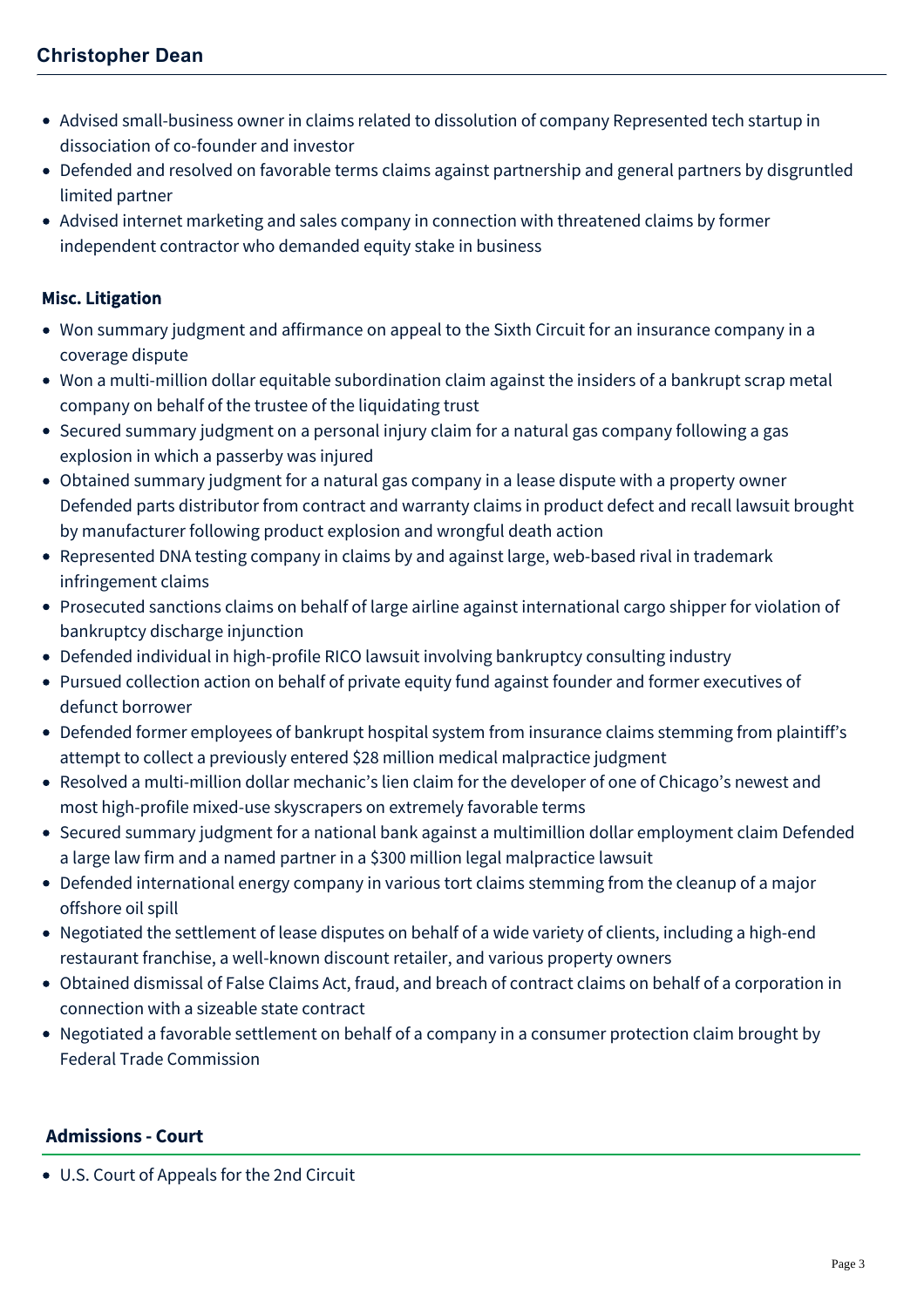- Advised small-business owner in claims related to dissolution of company Represented tech startup in dissociation of co-founder and investor
- Defended and resolved on favorable terms claims against partnership and general partners by disgruntled limited partner
- Advised internet marketing and sales company in connection with threatened claims by former independent contractor who demanded equity stake in business

### Misc. Litigation

- Won summary judgment and affirmance on appeal to the Sixth Circuit for an insurance company in a coverage dispute
- Won a multi-million dollar equitable subordination claim against the insiders of a bankrupt scrap metal company on behalf of the trustee of the liquidating trust
- Secured summary judgment on a personal injury claim for a natural gas company following a gas explosion in which a passerby was injured
- Obtained summary judgment for a natural gas company in a lease dispute with a property owner Defended parts distributor from contract and warranty claims in product defect and recall lawsuit brought by manufacturer following product explosion and wrongful death action
- Represented DNA testing company in claims by and against large, web-based rival in trademark infringement claims
- Prosecuted sanctions claims on behalf of large airline against international cargo shipper for violation of bankruptcy discharge injunction
- Defended individual in high-profile RICO lawsuit involving bankruptcy consulting industry
- Pursued collection action on behalf of private equity fund against founder and former executives of defunct borrower
- Defended former employees of bankrupt hospital system from insurance claims stemming from plaintiff's attempt to collect a previously entered $28 million medical malpractice judgment
- Resolved a multi-million dollar mechanic's lien claim for the developer of one of Chicago's newest and most high-profile mixed-use skyscrapers on extremely favorable terms
- Secured summary judgment for a national bank against a multimillion dollar employment claim Defended a large law firm and a named partner in a $300 million legal malpractice lawsuit
- Defended international energy company in various tort claims stemming from the cleanup of a major offshore oil spill
- Negotiated the settlement of lease disputes on behalf of a wide variety of clients, including a high-end restaurant franchise, a well-known discount retailer, and various property owners
- Obtained dismissal of False Claims Act, fraud, and breach of contract claims on behalf of a corporation in connection with a sizeable state contract
- Negotiated a favorable settlement on behalf of a company in a consumer protection claim brought by Federal Trade Commission

## Admissions - Court

- U.S. Court of Appeals for the 2nd Circuit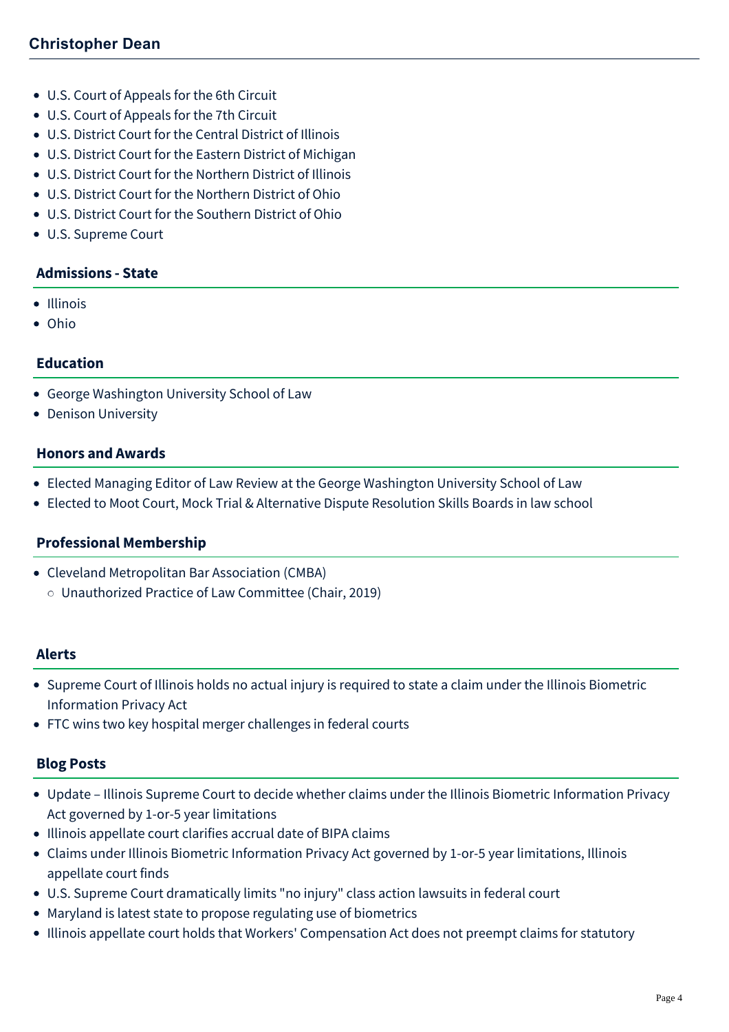- U.S. Court of Appeals for the 6th Circuit
- U.S. Court of Appeals for the 7th Circuit
- U.S. District Court for the Central District of Illinois
- U.S. District Court for the Eastern District of Michigan
- U.S. District Court for the Northern District of Illinois
- U.S. District Court for the Northern District of Ohio
- U.S. District Court for the Southern District of Ohio
- U.S. Supreme Court

## Admissions - State

- Illinois
- Ohio

## Education

- George Washington University School of Law
- Denison University

## Honors and Awards

- Elected Managing Editor of Law Review at the George Washington University School of Law
- Elected to Moot Court, Mock Trial & Alternative Dispute Resolution Skills Boards in law school

## Professional Membership

- Cleveland Metropolitan Bar Association (CMBA)
  - Unauthorized Practice of Law Committee (Chair, 2019)

## Alerts

- Supreme Court of Illinois holds no actual injury is required to state a claim under the Illinois Biometric Information Privacy Act
- FTC wins two key hospital merger challenges in federal courts

## Blog Posts

- Update – Illinois Supreme Court to decide whether claims under the Illinois Biometric Information Privacy Act governed by 1-or-5 year limitations
- Illinois appellate court clarifies accrual date of BIPA claims
- Claims under Illinois Biometric Information Privacy Act governed by 1-or-5 year limitations, Illinois appellate court finds
- U.S. Supreme Court dramatically limits "no injury" class action lawsuits in federal court
- Maryland is latest state to propose regulating use of biometrics
- Illinois appellate court holds that Workers' Compensation Act does not preempt claims for statutory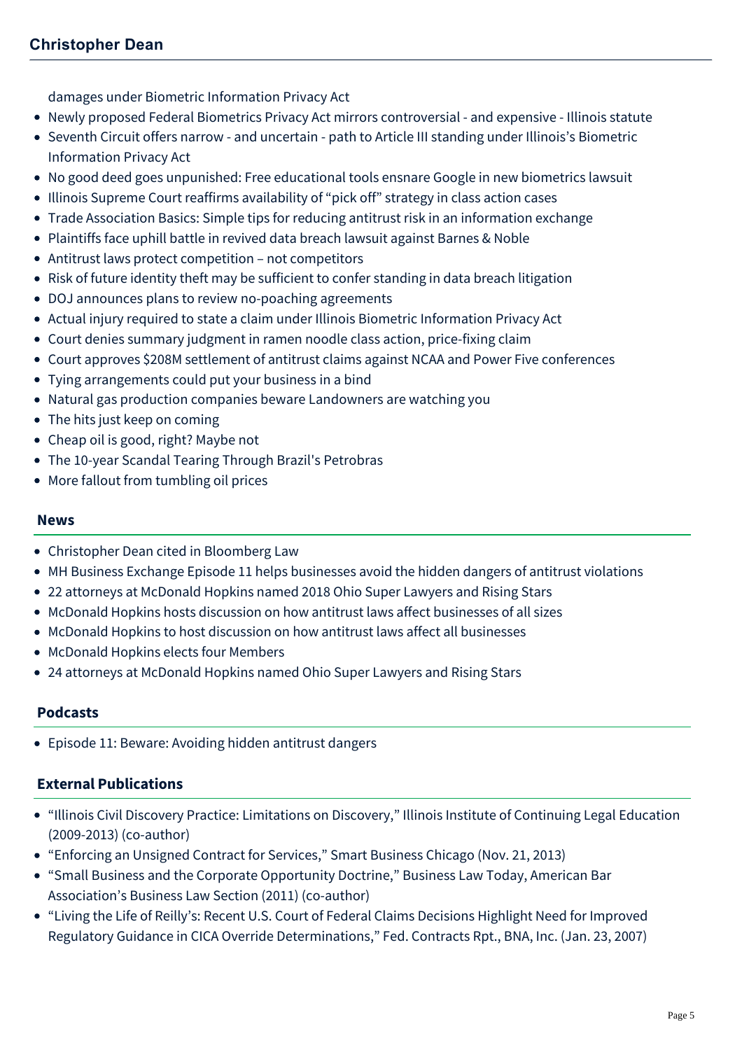damages under Biometric Information Privacy Act

- Newly proposed Federal Biometrics Privacy Act mirrors controversial - and expensive - Illinois statute
- Seventh Circuit offers narrow - and uncertain - path to Article III standing under Illinois's Biometric Information Privacy Act
- No good deed goes unpunished: Free educational tools ensnare Google in new biometrics lawsuit
- Illinois Supreme Court reaffirms availability of "pick off" strategy in class action cases
- Trade Association Basics: Simple tips for reducing antitrust risk in an information exchange
- Plaintiffs face uphill battle in revived data breach lawsuit against Barnes & Noble
- Antitrust laws protect competition – not competitors
- Risk of future identity theft may be sufficient to confer standing in data breach litigation
- DOJ announces plans to review no-poaching agreements
- Actual injury required to state a claim under Illinois Biometric Information Privacy Act
- Court denies summary judgment in ramen noodle class action, price-fixing claim
- Court approves $208M settlement of antitrust claims against NCAA and Power Five conferences
- Tying arrangements could put your business in a bind
- Natural gas production companies beware Landowners are watching you
- The hits just keep on coming
- Cheap oil is good, right? Maybe not
- The 10-year Scandal Tearing Through Brazil's Petrobras
- More fallout from tumbling oil prices

## News

- Christopher Dean cited in Bloomberg Law
- MH Business Exchange Episode 11 helps businesses avoid the hidden dangers of antitrust violations
- 22 attorneys at McDonald Hopkins named 2018 Ohio Super Lawyers and Rising Stars
- McDonald Hopkins hosts discussion on how antitrust laws affect businesses of all sizes
- McDonald Hopkins to host discussion on how antitrust laws affect all businesses
- McDonald Hopkins elects four Members
- 24 attorneys at McDonald Hopkins named Ohio Super Lawyers and Rising Stars

## Podcasts

- Episode 11: Beware: Avoiding hidden antitrust dangers

## External Publications

- "Illinois Civil Discovery Practice: Limitations on Discovery," Illinois Institute of Continuing Legal Education (2009-2013) (co-author)
- "Enforcing an Unsigned Contract for Services," Smart Business Chicago (Nov. 21, 2013)
- "Small Business and the Corporate Opportunity Doctrine," Business Law Today, American Bar Association's Business Law Section (2011) (co-author)
- "Living the Life of Reilly's: Recent U.S. Court of Federal Claims Decisions Highlight Need for Improved Regulatory Guidance in CICA Override Determinations," Fed. Contracts Rpt., BNA, Inc. (Jan. 23, 2007)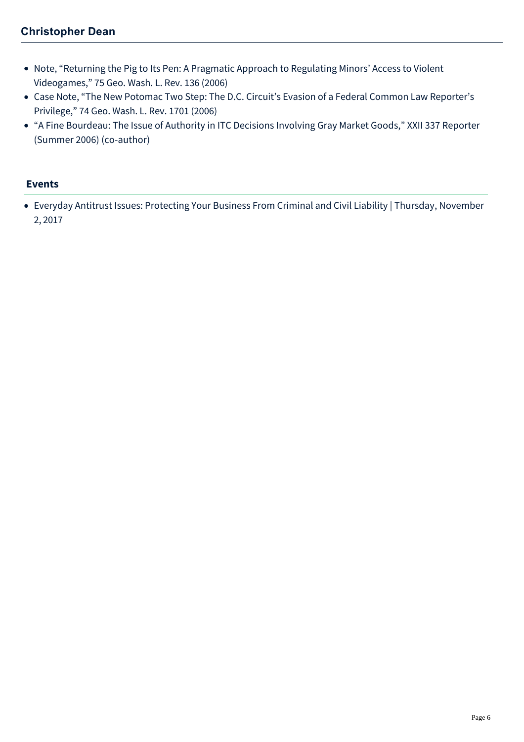- Note, “Returning the Pig to Its Pen: A Pragmatic Approach to Regulating Minors’ Access to Violent Videogames,” 75 Geo. Wash. L. Rev. 136 (2006)
- Case Note, “The New Potomac Two Step: The D.C. Circuit’s Evasion of a Federal Common Law Reporter’s Privilege,” 74 Geo. Wash. L. Rev. 1701 (2006)
- “A Fine Bourdeau: The Issue of Authority in ITC Decisions Involving Gray Market Goods,” XXII 337 Reporter (Summer 2006) (co-author)

## Events

- Everyday Antitrust Issues: Protecting Your Business From Criminal and Civil Liability | Thursday, November 2, 2017